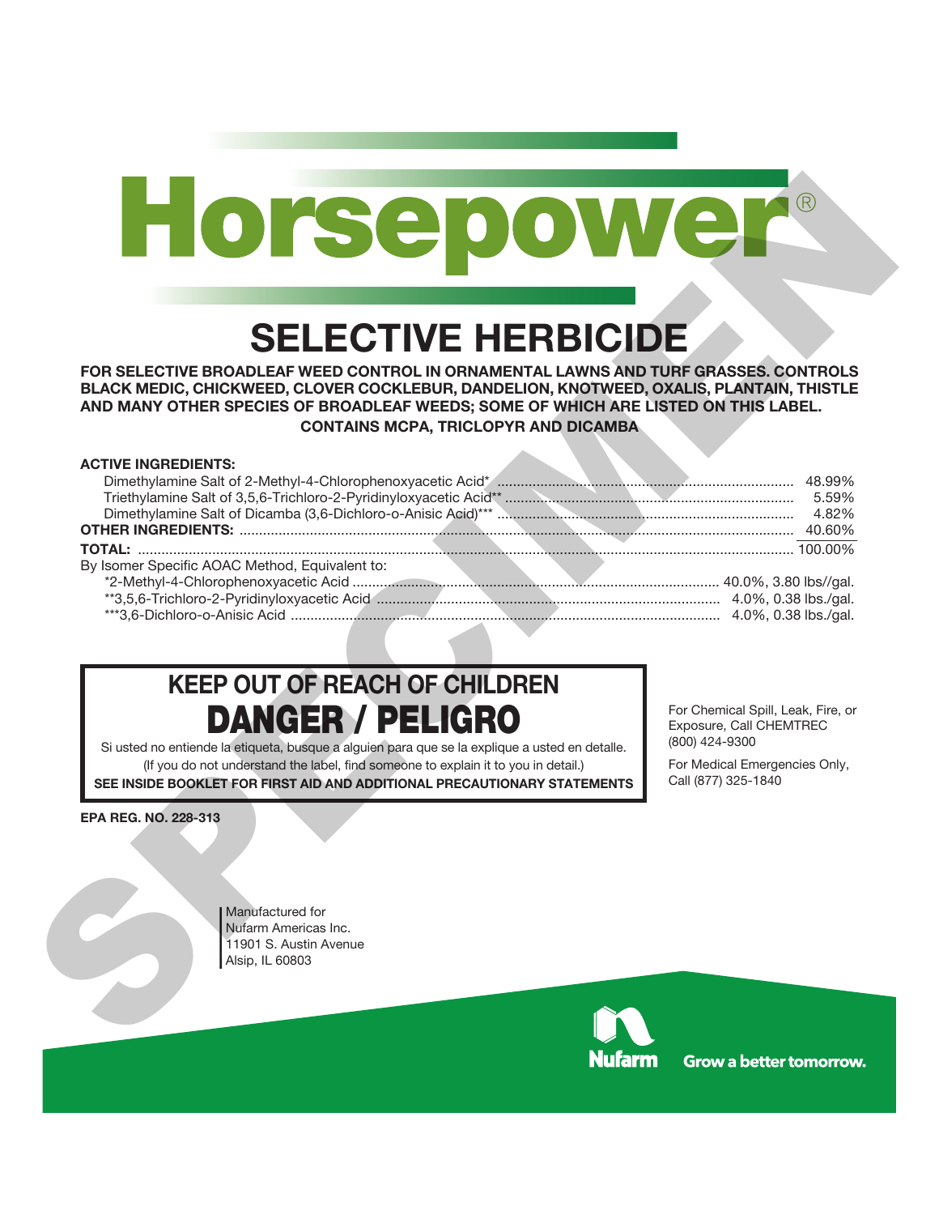# Horsepower®

## SELECTIVE HERBICIDE

**FOR SELECTIVE BROADLEAF WEED CONTROL IN ORNAMENTAL LAWNS AND TURF GRASSES. CONTROLS BLACK MEDIC, CHICKWEED, CLOVER COCKLEBUR, DANDELION, KNOTWEED, OXALIS, PLANTAIN, THISTLE AND MANY OTHER SPECIES OF BROADLEAF WEEDS; SOME OF WHICH ARE LISTED ON THIS LABEL.**

**CONTAINS MCPA, TRICLOPYR AND DICAMBA**

| **ACTIVE INGREDIENTS:** | |
|---|---|
| Dimethylamine Salt of 2-Methyl-4-Chlorophenoxyacetic Acid* | 48.99% |
| Triethylamine Salt of 3,5,6-Trichloro-2-Pyridinyloxyacetic Acid** | 5.59% |
| Dimethylamine Salt of Dicamba (3,6-Dichloro-o-Anisic Acid)*** | 4.82% |
| **OTHER INGREDIENTS:** | 40.60% |
| **TOTAL:** | 100.00% |

By Isomer Specific AOAC Method, Equivalent to:

| | |
|---|---|
| *2-Methyl-4-Chlorophenoxyacetic Acid | 40.0%, 3.80 lbs//gal. |
| **3,5,6-Trichloro-2-Pyridinyloxyacetic Acid | 4.0%, 0.38 lbs./gal. |
| ***3,6-Dichloro-o-Anisic Acid | 4.0%, 0.38 lbs./gal. |

## KEEP OUT OF REACH OF CHILDREN

## DANGER / PELIGRO

Si usted no entiende la etiqueta, busque a alguien para que se la explique a usted en detalle.
(If you do not understand the label, find someone to explain it to you in detail.)

**SEE INSIDE BOOKLET FOR FIRST AID AND ADDITIONAL PRECAUTIONARY STATEMENTS**

For Chemical Spill, Leak, Fire, or Exposure, Call CHEMTREC (800) 424-9300

For Medical Emergencies Only, Call (877) 325-1840

**EPA REG. NO. 228-313**

Manufactured for
Nufarm Americas Inc.
11901 S. Austin Avenue
Alsip, IL 60803

Nufarm Grow a better tomorrow.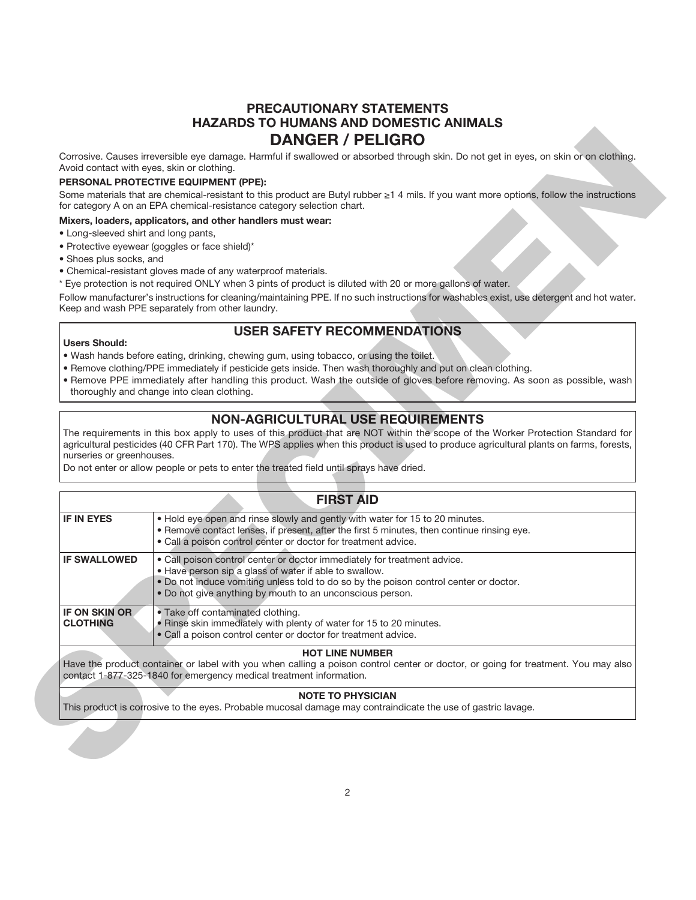# PRECAUTIONARY STATEMENTS
## HAZARDS TO HUMANS AND DOMESTIC ANIMALS
## DANGER / PELIGRO

Corrosive. Causes irreversible eye damage. Harmful if swallowed or absorbed through skin. Do not get in eyes, on skin or on clothing. Avoid contact with eyes, skin or clothing.

**PERSONAL PROTECTIVE EQUIPMENT (PPE):**

Some materials that are chemical-resistant to this product are Butyl rubber ≥1 4 mils. If you want more options, follow the instructions for category A on an EPA chemical-resistance category selection chart.

**Mixers, loaders, applicators, and other handlers must wear:**

- Long-sleeved shirt and long pants,
- Protective eyewear (goggles or face shield)*
- Shoes plus socks, and
- Chemical-resistant gloves made of any waterproof materials.

* Eye protection is not required ONLY when 3 pints of product is diluted with 20 or more gallons of water.

Follow manufacturer's instructions for cleaning/maintaining PPE. If no such instructions for washables exist, use detergent and hot water. Keep and wash PPE separately from other laundry.

## USER SAFETY RECOMMENDATIONS

**Users Should:**

- Wash hands before eating, drinking, chewing gum, using tobacco, or using the toilet.
- Remove clothing/PPE immediately if pesticide gets inside. Then wash thoroughly and put on clean clothing.
- Remove PPE immediately after handling this product. Wash the outside of gloves before removing. As soon as possible, wash thoroughly and change into clean clothing.

## NON-AGRICULTURAL USE REQUIREMENTS

The requirements in this box apply to uses of this product that are NOT within the scope of the Worker Protection Standard for agricultural pesticides (40 CFR Part 170). The WPS applies when this product is used to produce agricultural plants on farms, forests, nurseries or greenhouses.

Do not enter or allow people or pets to enter the treated field until sprays have dried.

## FIRST AID

| | |
|---|---|
| **IF IN EYES** | • Hold eye open and rinse slowly and gently with water for 15 to 20 minutes.<br>• Remove contact lenses, if present, after the first 5 minutes, then continue rinsing eye.<br>• Call a poison control center or doctor for treatment advice. |
| **IF SWALLOWED** | • Call poison control center or doctor immediately for treatment advice.<br>• Have person sip a glass of water if able to swallow.<br>• Do not induce vomiting unless told to do so by the poison control center or doctor.<br>• Do not give anything by mouth to an unconscious person. |
| **IF ON SKIN OR CLOTHING** | • Take off contaminated clothing.<br>• Rinse skin immediately with plenty of water for 15 to 20 minutes.<br>• Call a poison control center or doctor for treatment advice. |

**HOT LINE NUMBER**

Have the product container or label with you when calling a poison control center or doctor, or going for treatment. You may also contact 1-877-325-1840 for emergency medical treatment information.

**NOTE TO PHYSICIAN**

This product is corrosive to the eyes. Probable mucosal damage may contraindicate the use of gastric lavage.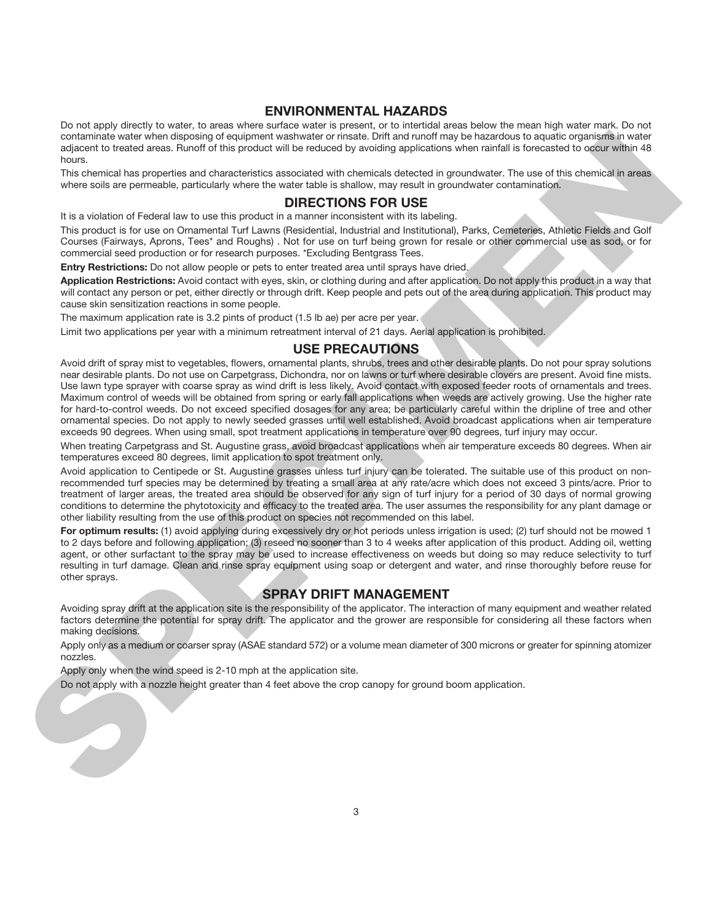## ENVIRONMENTAL HAZARDS

Do not apply directly to water, to areas where surface water is present, or to intertidal areas below the mean high water mark. Do not contaminate water when disposing of equipment washwater or rinsate. Drift and runoff may be hazardous to aquatic organisms in water adjacent to treated areas. Runoff of this product will be reduced by avoiding applications when rainfall is forecasted to occur within 48 hours.

This chemical has properties and characteristics associated with chemicals detected in groundwater. The use of this chemical in areas where soils are permeable, particularly where the water table is shallow, may result in groundwater contamination.

## DIRECTIONS FOR USE

It is a violation of Federal law to use this product in a manner inconsistent with its labeling.

This product is for use on Ornamental Turf Lawns (Residential, Industrial and Institutional), Parks, Cemeteries, Athletic Fields and Golf Courses (Fairways, Aprons, Tees* and Roughs) . Not for use on turf being grown for resale or other commercial use as sod, or for commercial seed production or for research purposes. *Excluding Bentgrass Tees.

**Entry Restrictions:** Do not allow people or pets to enter treated area until sprays have dried.

**Application Restrictions:** Avoid contact with eyes, skin, or clothing during and after application. Do not apply this product in a way that will contact any person or pet, either directly or through drift. Keep people and pets out of the area during application. This product may cause skin sensitization reactions in some people.

The maximum application rate is 3.2 pints of product (1.5 lb ae) per acre per year.

Limit two applications per year with a minimum retreatment interval of 21 days. Aerial application is prohibited.

## USE PRECAUTIONS

Avoid drift of spray mist to vegetables, flowers, ornamental plants, shrubs, trees and other desirable plants. Do not pour spray solutions near desirable plants. Do not use on Carpetgrass, Dichondra, nor on lawns or turf where desirable clovers are present. Avoid fine mists. Use lawn type sprayer with coarse spray as wind drift is less likely. Avoid contact with exposed feeder roots of ornamentals and trees. Maximum control of weeds will be obtained from spring or early fall applications when weeds are actively growing. Use the higher rate for hard-to-control weeds. Do not exceed specified dosages for any area; be particularly careful within the dripline of tree and other ornamental species. Do not apply to newly seeded grasses until well established. Avoid broadcast applications when air temperature exceeds 90 degrees. When using small, spot treatment applications in temperature over 90 degrees, turf injury may occur.

When treating Carpetgrass and St. Augustine grass, avoid broadcast applications when air temperature exceeds 80 degrees. When air temperatures exceed 80 degrees, limit application to spot treatment only.

Avoid application to Centipede or St. Augustine grasses unless turf injury can be tolerated. The suitable use of this product on non-recommended turf species may be determined by treating a small area at any rate/acre which does not exceed 3 pints/acre. Prior to treatment of larger areas, the treated area should be observed for any sign of turf injury for a period of 30 days of normal growing conditions to determine the phytotoxicity and efficacy to the treated area. The user assumes the responsibility for any plant damage or other liability resulting from the use of this product on species not recommended on this label.

**For optimum results:** (1) avoid applying during excessively dry or hot periods unless irrigation is used; (2) turf should not be mowed 1 to 2 days before and following application; (3) reseed no sooner than 3 to 4 weeks after application of this product. Adding oil, wetting agent, or other surfactant to the spray may be used to increase effectiveness on weeds but doing so may reduce selectivity to turf resulting in turf damage. Clean and rinse spray equipment using soap or detergent and water, and rinse thoroughly before reuse for other sprays.

## SPRAY DRIFT MANAGEMENT

Avoiding spray drift at the application site is the responsibility of the applicator. The interaction of many equipment and weather related factors determine the potential for spray drift. The applicator and the grower are responsible for considering all these factors when making decisions.

Apply only as a medium or coarser spray (ASAE standard 572) or a volume mean diameter of 300 microns or greater for spinning atomizer nozzles.

Apply only when the wind speed is 2-10 mph at the application site.

Do not apply with a nozzle height greater than 4 feet above the crop canopy for ground boom application.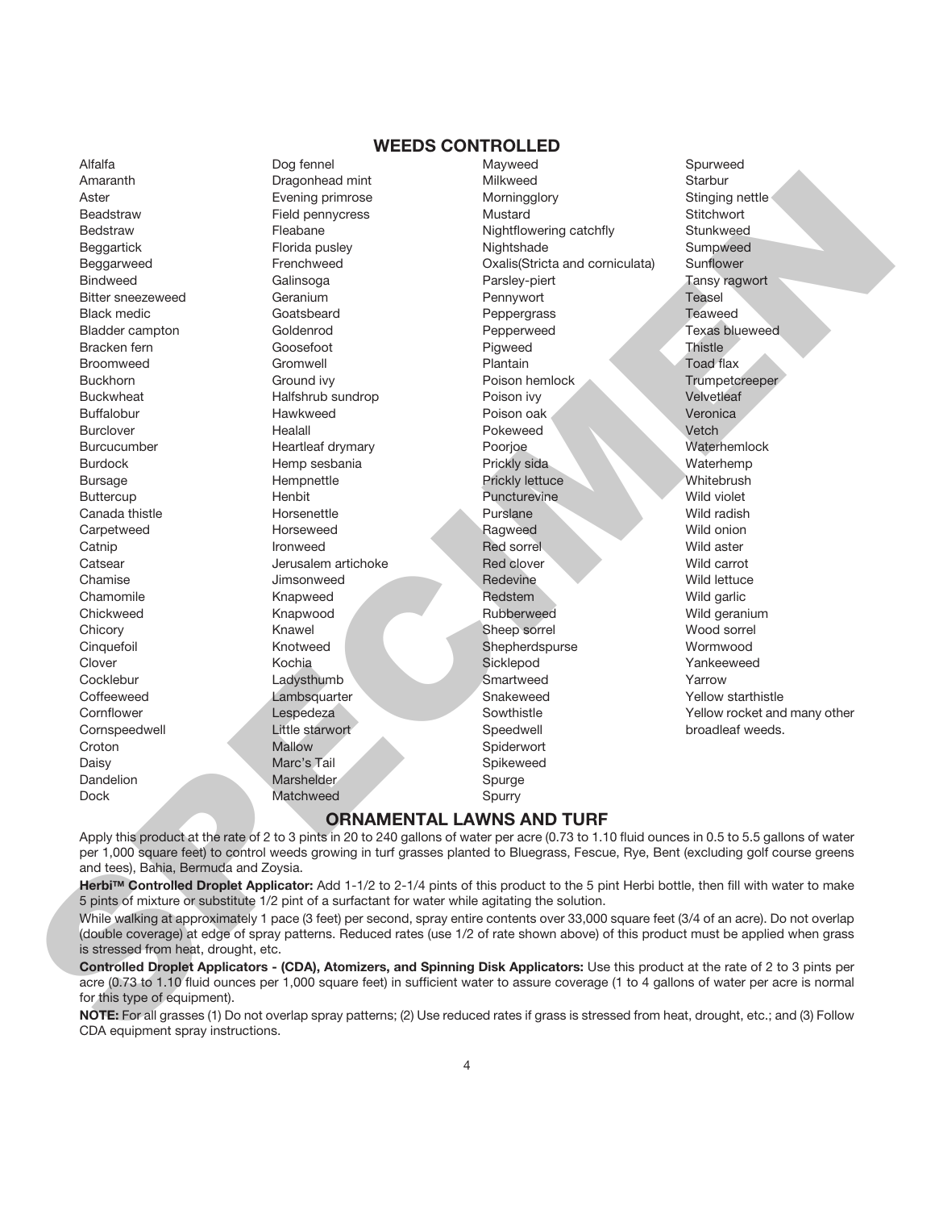## WEEDS CONTROLLED

Alfalfa
Amaranth
Aster
Beadstraw
Bedstraw
Beggartick
Beggarweed
Bindweed
Bitter sneezeweed
Black medic
Bladder campton
Bracken fern
Broomweed
Buckhorn
Buckwheat
Buffalobur
Burclover
Burcucumber
Burdock
Bursage
Buttercup
Canada thistle
Carpetweed
Catnip
Catsear
Chamise
Chamomile
Chickweed
Chicory
Cinquefoil
Clover
Cocklebur
Coffeeweed
Cornflower
Cornspeedwell
Croton
Daisy
Dandelion
Dock
Dog fennel
Dragonhead mint
Evening primrose
Field pennycress
Fleabane
Florida pusley
Frenchweed
Galinsoga
Geranium
Goatsbeard
Goldenrod
Goosefoot
Gromwell
Ground ivy
Halfshrub sundrop
Hawkweed
Healall
Heartleaf drymary
Hemp sesbania
Hempnettle
Henbit
Horsenettle
Horseweed
Ironweed
Jerusalem artichoke
Jimsonweed
Knapweed
Knapwood
Knawel
Knotweed
Kochia
Ladysthumb
Lambsquarter
Lespedeza
Little starwort
Mallow
Marc's Tail
Marshelder
Matchweed
Mayweed
Milkweed
Morningglory
Mustard
Nightflowering catchfly
Nightshade
Oxalis(Stricta and corniculata)
Parsley-piert
Pennywort
Peppergrass
Pepperweed
Pigweed
Plantain
Poison hemlock
Poison ivy
Poison oak
Pokeweed
Poorjoe
Prickly sida
Prickly lettuce
Puncturevine
Purslane
Ragweed
Red sorrel
Red clover
Redevine
Redstem
Rubberweed
Sheep sorrel
Shepherdspurse
Sicklepod
Smartweed
Snakeweed
Sowthistle
Speedwell
Spiderwort
Spikeweed
Spurge
Spurry
Spurweed
Starbur
Stinging nettle
Stitchwort
Stunkweed
Sumpweed
Sunflower
Tansy ragwort
Teasel
Teaweed
Texas blueweed
Thistle
Toad flax
Trumpetcreeper
Velvetleaf
Veronica
Vetch
Waterhemlock
Waterhemp
Whitebrush
Wild violet
Wild radish
Wild onion
Wild aster
Wild carrot
Wild lettuce
Wild garlic
Wild geranium
Wood sorrel
Wormwood
Yankeeweed
Yarrow
Yellow starthistle
Yellow rocket and many other broadleaf weeds.

## ORNAMENTAL LAWNS AND TURF

Apply this product at the rate of 2 to 3 pints in 20 to 240 gallons of water per acre (0.73 to 1.10 fluid ounces in 0.5 to 5.5 gallons of water per 1,000 square feet) to control weeds growing in turf grasses planted to Bluegrass, Fescue, Rye, Bent (excluding golf course greens and tees), Bahia, Bermuda and Zoysia.

**Herbi™ Controlled Droplet Applicator:** Add 1-1/2 to 2-1/4 pints of this product to the 5 pint Herbi bottle, then fill with water to make 5 pints of mixture or substitute 1/2 pint of a surfactant for water while agitating the solution.

While walking at approximately 1 pace (3 feet) per second, spray entire contents over 33,000 square feet (3/4 of an acre). Do not overlap (double coverage) at edge of spray patterns. Reduced rates (use 1/2 of rate shown above) of this product must be applied when grass is stressed from heat, drought, etc.

**Controlled Droplet Applicators - (CDA), Atomizers, and Spinning Disk Applicators:** Use this product at the rate of 2 to 3 pints per acre (0.73 to 1.10 fluid ounces per 1,000 square feet) in sufficient water to assure coverage (1 to 4 gallons of water per acre is normal for this type of equipment).

**NOTE:** For all grasses (1) Do not overlap spray patterns; (2) Use reduced rates if grass is stressed from heat, drought, etc.; and (3) Follow CDA equipment spray instructions.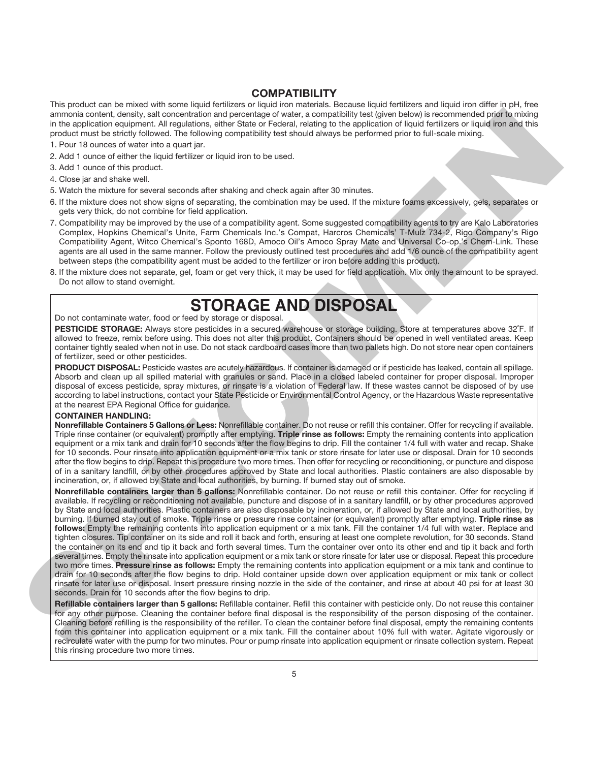## COMPATIBILITY

This product can be mixed with some liquid fertilizers or liquid iron materials. Because liquid fertilizers and liquid iron differ in pH, free ammonia content, density, salt concentration and percentage of water, a compatibility test (given below) is recommended prior to mixing in the application equipment. All regulations, either State or Federal, relating to the application of liquid fertilizers or liquid iron and this product must be strictly followed. The following compatibility test should always be performed prior to full-scale mixing.

1. Pour 18 ounces of water into a quart jar.
2. Add 1 ounce of either the liquid fertilizer or liquid iron to be used.
3. Add 1 ounce of this product.
4. Close jar and shake well.
5. Watch the mixture for several seconds after shaking and check again after 30 minutes.
6. If the mixture does not show signs of separating, the combination may be used. If the mixture foams excessively, gels, separates or gets very thick, do not combine for field application.
7. Compatibility may be improved by the use of a compatibility agent. Some suggested compatibility agents to try are Kalo Laboratories Complex, Hopkins Chemical's Unite, Farm Chemicals Inc.'s Compat, Harcros Chemicals' T-Mulz 734-2, Rigo Company's Rigo Compatibility Agent, Witco Chemical's Sponto 168D, Amoco Oil's Amoco Spray Mate and Universal Co-op.'s Chem-Link. These agents are all used in the same manner. Follow the previously outlined test procedures and add 1/6 ounce of the compatibility agent between steps (the compatibility agent must be added to the fertilizer or iron before adding this product).
8. If the mixture does not separate, gel, foam or get very thick, it may be used for field application. Mix only the amount to be sprayed. Do not allow to stand overnight.

# STORAGE AND DISPOSAL

Do not contaminate water, food or feed by storage or disposal.

**PESTICIDE STORAGE:** Always store pesticides in a secured warehouse or storage building. Store at temperatures above 32˚F. If allowed to freeze, remix before using. This does not alter this product. Containers should be opened in well ventilated areas. Keep container tightly sealed when not in use. Do not stack cardboard cases more than two pallets high. Do not store near open containers of fertilizer, seed or other pesticides.

**PRODUCT DISPOSAL:** Pesticide wastes are acutely hazardous. If container is damaged or if pesticide has leaked, contain all spillage. Absorb and clean up all spilled material with granules or sand. Place in a closed labeled container for proper disposal. Improper disposal of excess pesticide, spray mixtures, or rinsate is a violation of Federal law. If these wastes cannot be disposed of by use according to label instructions, contact your State Pesticide or Environmental Control Agency, or the Hazardous Waste representative at the nearest EPA Regional Office for guidance.

**CONTAINER HANDLING:**

**Nonrefillable Containers 5 Gallons or Less:** Nonrefillable container. Do not reuse or refill this container. Offer for recycling if available. Triple rinse container (or equivalent) promptly after emptying. **Triple rinse as follows:** Empty the remaining contents into application equipment or a mix tank and drain for 10 seconds after the flow begins to drip. Fill the container 1/4 full with water and recap. Shake for 10 seconds. Pour rinsate into application equipment or a mix tank or store rinsate for later use or disposal. Drain for 10 seconds after the flow begins to drip. Repeat this procedure two more times. Then offer for recycling or reconditioning, or puncture and dispose of in a sanitary landfill, or by other procedures approved by State and local authorities. Plastic containers are also disposable by incineration, or, if allowed by State and local authorities, by burning. If burned stay out of smoke.

**Nonrefillable containers larger than 5 gallons:** Nonrefillable container. Do not reuse or refill this container. Offer for recycling if available. If recycling or reconditioning not available, puncture and dispose of in a sanitary landfill, or by other procedures approved by State and local authorities. Plastic containers are also disposable by incineration, or, if allowed by State and local authorities, by burning. If burned stay out of smoke. Triple rinse or pressure rinse container (or equivalent) promptly after emptying. **Triple rinse as follows:** Empty the remaining contents into application equipment or a mix tank. Fill the container 1/4 full with water. Replace and tighten closures. Tip container on its side and roll it back and forth, ensuring at least one complete revolution, for 30 seconds. Stand the container on its end and tip it back and forth several times. Turn the container over onto its other end and tip it back and forth several times. Empty the rinsate into application equipment or a mix tank or store rinsate for later use or disposal. Repeat this procedure two more times. **Pressure rinse as follows:** Empty the remaining contents into application equipment or a mix tank and continue to drain for 10 seconds after the flow begins to drip. Hold container upside down over application equipment or mix tank or collect rinsate for later use or disposal. Insert pressure rinsing nozzle in the side of the container, and rinse at about 40 psi for at least 30 seconds. Drain for 10 seconds after the flow begins to drip.

**Refillable containers larger than 5 gallons:** Refillable container. Refill this container with pesticide only. Do not reuse this container for any other purpose. Cleaning the container before final disposal is the responsibility of the person disposing of the container. Cleaning before refilling is the responsibility of the refiller. To clean the container before final disposal, empty the remaining contents from this container into application equipment or a mix tank. Fill the container about 10% full with water. Agitate vigorously or recirculate water with the pump for two minutes. Pour or pump rinsate into application equipment or rinsate collection system. Repeat this rinsing procedure two more times.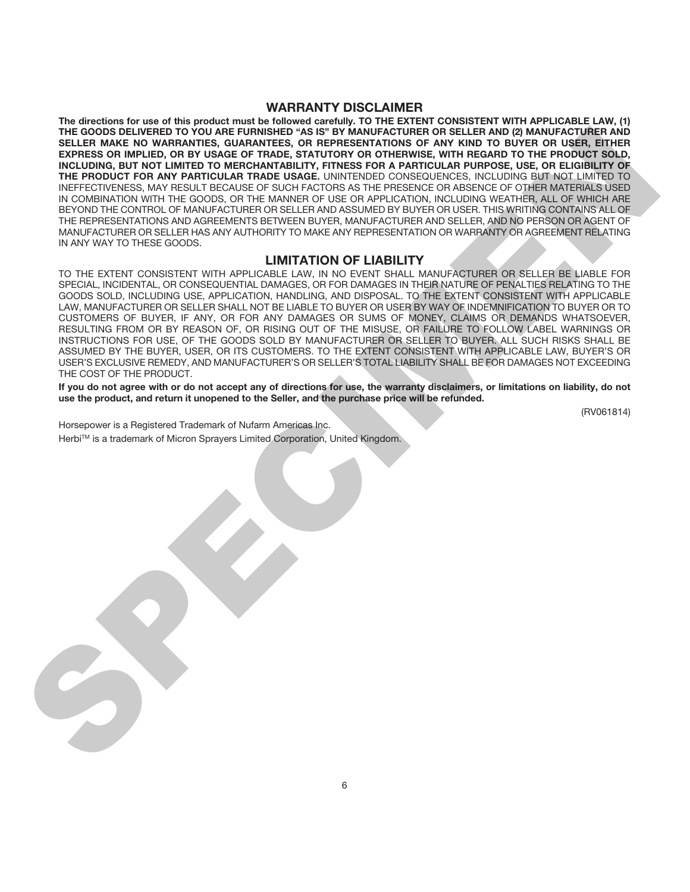## WARRANTY DISCLAIMER

**The directions for use of this product must be followed carefully. TO THE EXTENT CONSISTENT WITH APPLICABLE LAW, (1) THE GOODS DELIVERED TO YOU ARE FURNISHED "AS IS" BY MANUFACTURER OR SELLER AND (2) MANUFACTURER AND SELLER MAKE NO WARRANTIES, GUARANTEES, OR REPRESENTATIONS OF ANY KIND TO BUYER OR USER, EITHER EXPRESS OR IMPLIED, OR BY USAGE OF TRADE, STATUTORY OR OTHERWISE, WITH REGARD TO THE PRODUCT SOLD, INCLUDING, BUT NOT LIMITED TO MERCHANTABILITY, FITNESS FOR A PARTICULAR PURPOSE, USE, OR ELIGIBILITY OF THE PRODUCT FOR ANY PARTICULAR TRADE USAGE.** UNINTENDED CONSEQUENCES, INCLUDING BUT NOT LIMITED TO INEFFECTIVENESS, MAY RESULT BECAUSE OF SUCH FACTORS AS THE PRESENCE OR ABSENCE OF OTHER MATERIALS USED IN COMBINATION WITH THE GOODS, OR THE MANNER OF USE OR APPLICATION, INCLUDING WEATHER, ALL OF WHICH ARE BEYOND THE CONTROL OF MANUFACTURER OR SELLER AND ASSUMED BY BUYER OR USER. THIS WRITING CONTAINS ALL OF THE REPRESENTATIONS AND AGREEMENTS BETWEEN BUYER, MANUFACTURER AND SELLER, AND NO PERSON OR AGENT OF MANUFACTURER OR SELLER HAS ANY AUTHORITY TO MAKE ANY REPRESENTATION OR WARRANTY OR AGREEMENT RELATING IN ANY WAY TO THESE GOODS.

## LIMITATION OF LIABILITY

TO THE EXTENT CONSISTENT WITH APPLICABLE LAW, IN NO EVENT SHALL MANUFACTURER OR SELLER BE LIABLE FOR SPECIAL, INCIDENTAL, OR CONSEQUENTIAL DAMAGES, OR FOR DAMAGES IN THEIR NATURE OF PENALTIES RELATING TO THE GOODS SOLD, INCLUDING USE, APPLICATION, HANDLING, AND DISPOSAL. TO THE EXTENT CONSISTENT WITH APPLICABLE LAW, MANUFACTURER OR SELLER SHALL NOT BE LIABLE TO BUYER OR USER BY WAY OF INDEMNIFICATION TO BUYER OR TO CUSTOMERS OF BUYER, IF ANY, OR FOR ANY DAMAGES OR SUMS OF MONEY, CLAIMS OR DEMANDS WHATSOEVER, RESULTING FROM OR BY REASON OF, OR RISING OUT OF THE MISUSE, OR FAILURE TO FOLLOW LABEL WARNINGS OR INSTRUCTIONS FOR USE, OF THE GOODS SOLD BY MANUFACTURER OR SELLER TO BUYER. ALL SUCH RISKS SHALL BE ASSUMED BY THE BUYER, USER, OR ITS CUSTOMERS. TO THE EXTENT CONSISTENT WITH APPLICABLE LAW, BUYER'S OR USER'S EXCLUSIVE REMEDY, AND MANUFACTURER'S OR SELLER'S TOTAL LIABILITY SHALL BE FOR DAMAGES NOT EXCEEDING THE COST OF THE PRODUCT.

**If you do not agree with or do not accept any of directions for use, the warranty disclaimers, or limitations on liability, do not use the product, and return it unopened to the Seller, and the purchase price will be refunded.**

(RV061814)

Horsepower is a Registered Trademark of Nufarm Americas Inc.

Herbi™ is a trademark of Micron Sprayers Limited Corporation, United Kingdom.